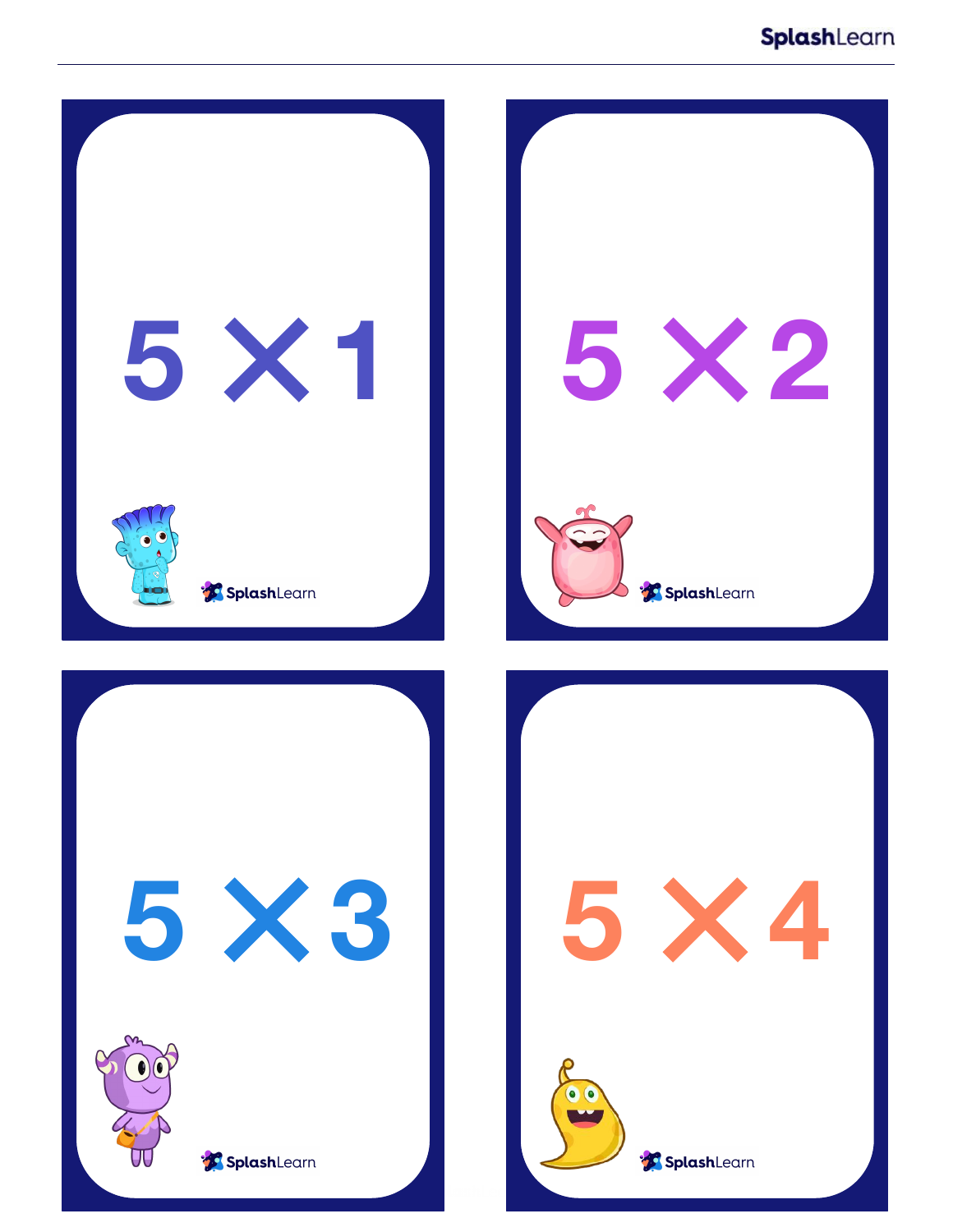$5 \times 1$

SplashLearn

$5 \times 2$

SplashLearn

$5 \times 3$

SplashLearn

$5 \times 4$

SplashLearn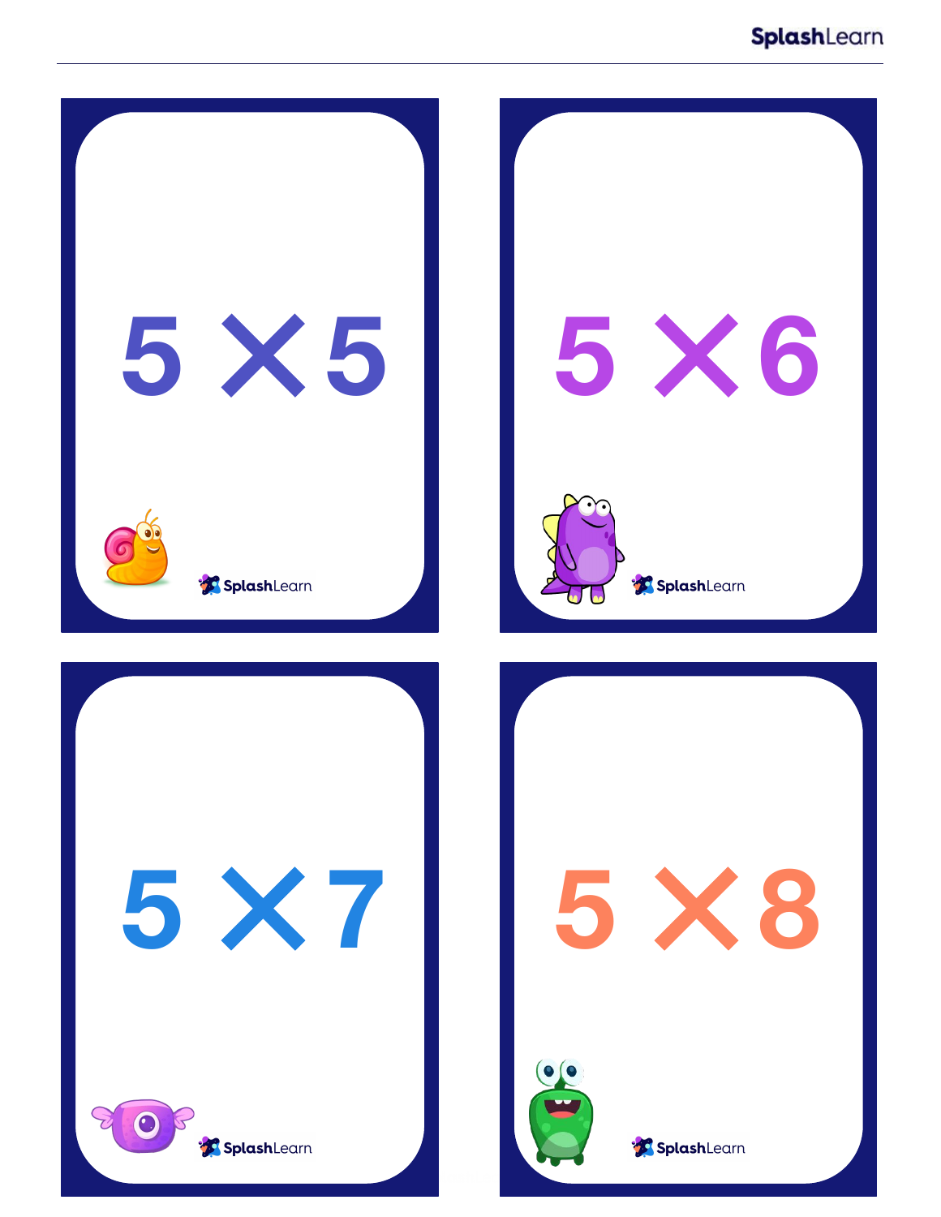$5 \times 5$

SplashLearn

$5 \times 6$

SplashLearn

$5 \times 7$

SplashLearn

$5 \times 8$

SplashLearn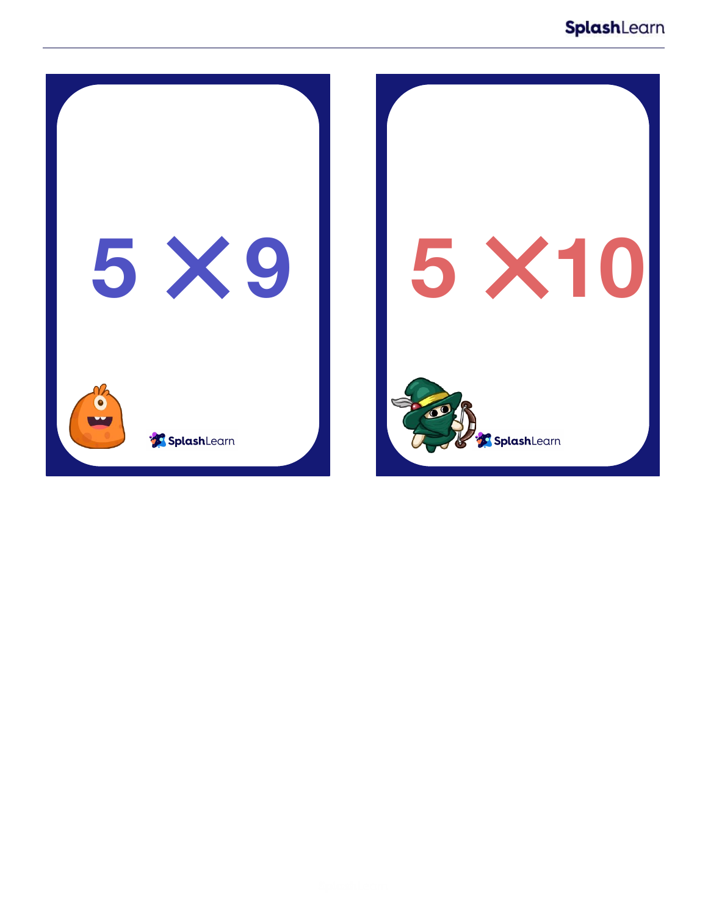$5 \times 9$

SplashLearn

$5 \times 10$

SplashLearn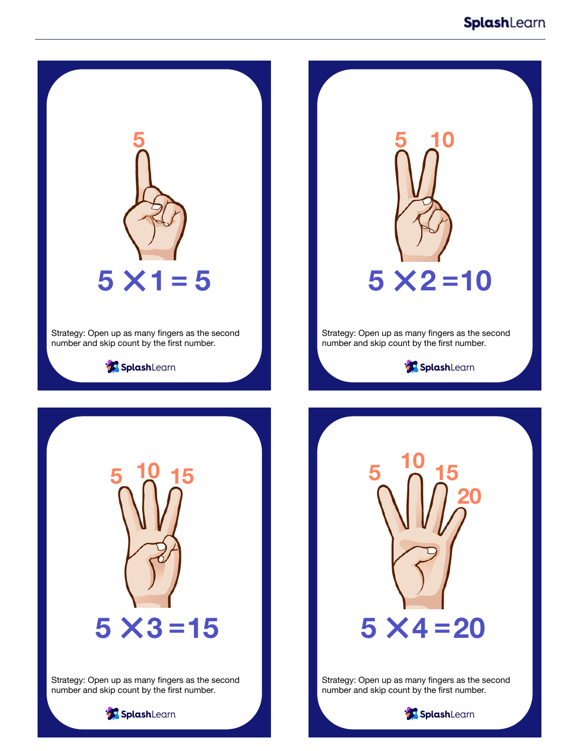5

$5 \times 1 = 5$

Strategy: Open up as many fingers as the second number and skip count by the first number.

5 10

$5 \times 2 = 10$

Strategy: Open up as many fingers as the second number and skip count by the first number.

5 10 15

$5 \times 3 = 15$

Strategy: Open up as many fingers as the second number and skip count by the first number.

5 10 15 20

$5 \times 4 = 20$

Strategy: Open up as many fingers as the second number and skip count by the first number.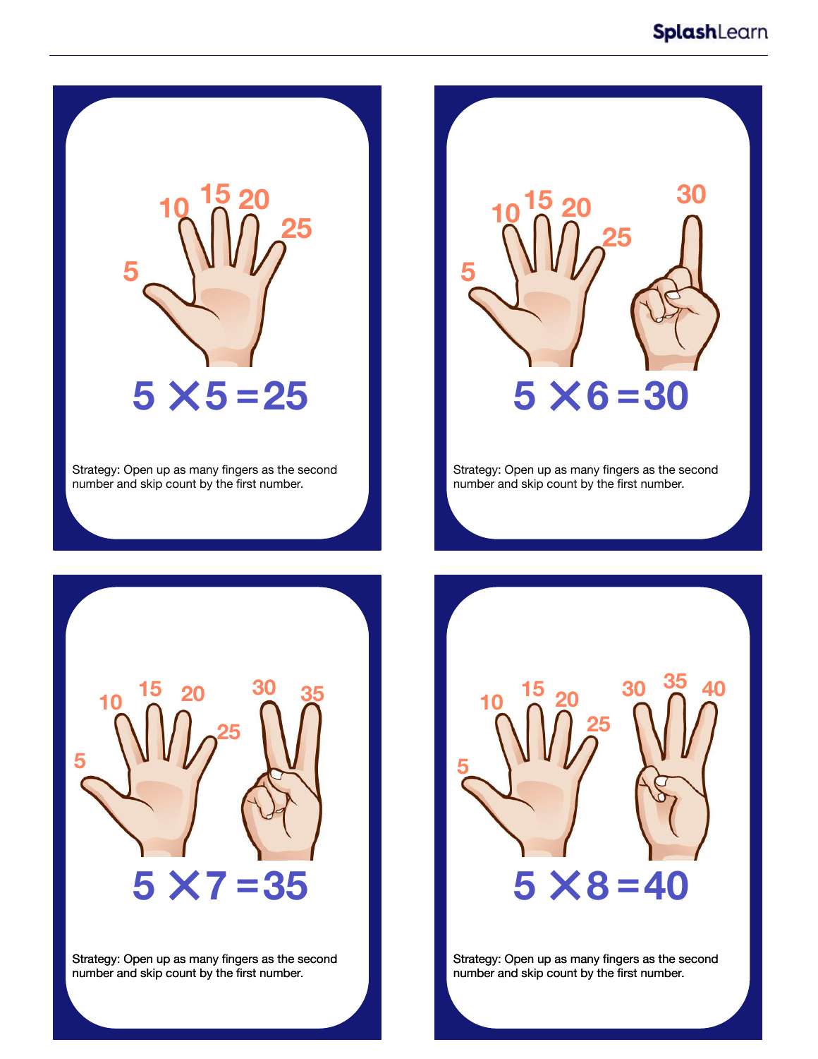5, 10, 15, 20, 25

$$5 \times 5 = 25$$

Strategy: Open up as many fingers as the second number and skip count by the first number.

5, 10, 15, 20, 25, 30

$$5 \times 6 = 30$$

Strategy: Open up as many fingers as the second number and skip count by the first number.

5, 10, 15, 20, 25, 30, 35

$$5 \times 7 = 35$$

Strategy: Open up as many fingers as the second number and skip count by the first number.

5, 10, 15, 20, 25, 30, 35, 40

$$5 \times 8 = 40$$

Strategy: Open up as many fingers as the second number and skip count by the first number.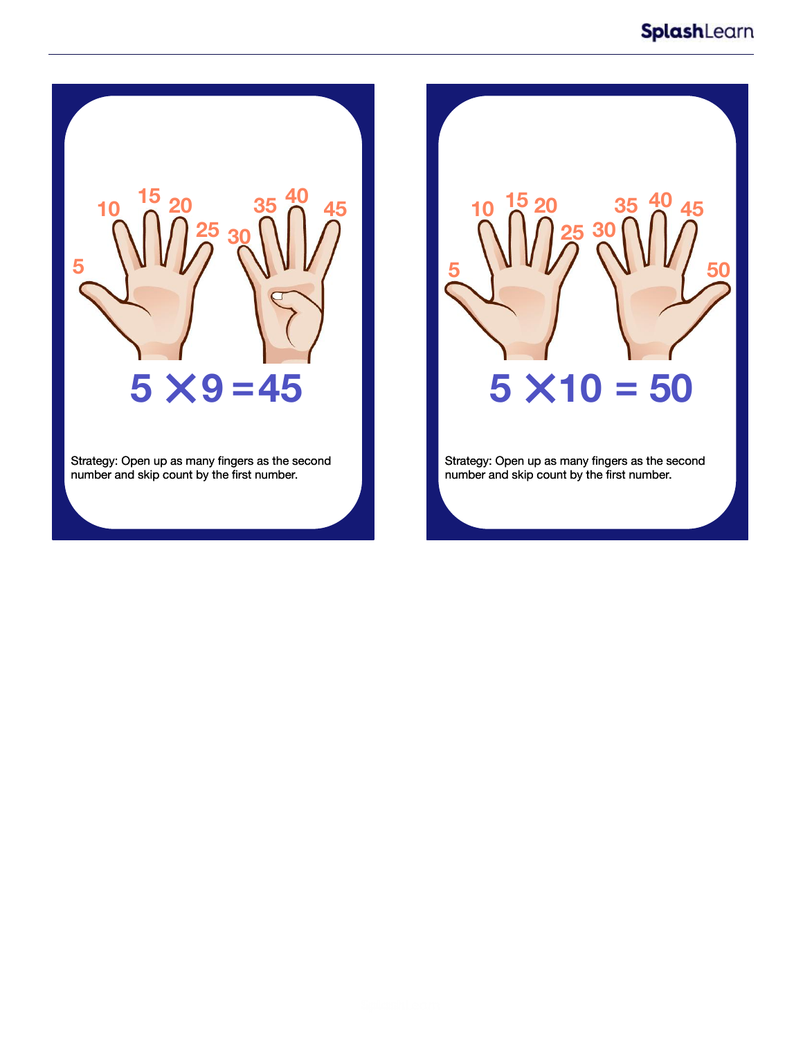5
10
15
20
25
30
35
40
45

$$5 \times 9 = 45$$

Strategy: Open up as many fingers as the second number and skip count by the first number.

5
10
15
20
25
30
35
40
45
50

$$5 \times 10 = 50$$

Strategy: Open up as many fingers as the second number and skip count by the first number.